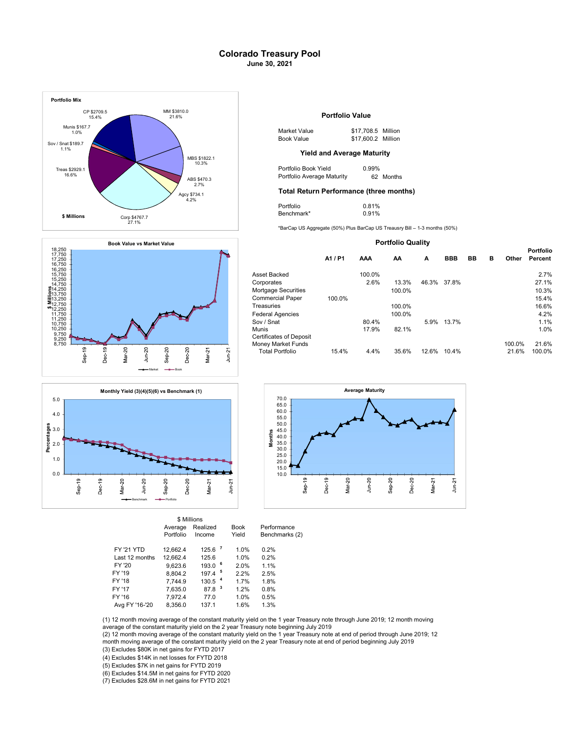# Colorado Treasury Pool

**June 30, 2021**

**Portfolio Mix**

CP $2709.5 15.4%
MM $3810.0 21.6%
Munis $167.7 1.0%
Sov / Snat $189.7 1.1%
MBS $1822.1 10.3%
Treas $2929.1 16.6%
ABS $470.3 2.7%
Agcy $734.1 4.2%
Corp $4767.7 27.1%

**$ Millions**

## Portfolio Value

| | |
|---|---|
| Market Value | $17,708.5 Million |
| Book Value | $17,600.2 Million |

## Yield and Average Maturity

| | |
|---|---|
| Portfolio Book Yield | 0.99% |
| Portfolio Average Maturity | 62 Months |

## Total Return Performance (three months)

| | |
|---|---|
| Portfolio | 0.81% |
| Benchmark* | 0.91% |

*BarCap US Aggregate (50%) Plus BarCap US Treausry Bill – 1-3 months (50%)

**Book Value vs Market Value**

## Portfolio Quality

| | A1 / P1 | AAA | AA | A | BBB | BB | B | Other | Portfolio Percent |
|---|---|---|---|---|---|---|---|---|---|
| Asset Backed | | 100.0% | | | | | | | 2.7% |
| Corporates | | 2.6% | 13.3% | 46.3% | 37.8% | | | | 27.1% |
| Mortgage Securities | | | 100.0% | | | | | | 10.3% |
| Commercial Paper | 100.0% | | | | | | | | 15.4% |
| Treasuries | | | 100.0% | | | | | | 16.6% |
| Federal Agencies | | | 100.0% | | | | | | 4.2% |
| Sov / Snat | | 80.4% | | 5.9% | 13.7% | | | | 1.1% |
| Munis | | 17.9% | 82.1% | | | | | | 1.0% |
| Certificates of Deposit | | | | | | | | | |
| Money Market Funds | | | | | | | | 100.0% | 21.6% |
| Total Portfolio | 15.4% | 4.4% | 35.6% | 12.6% | 10.4% | | | 21.6% | 100.0% |

**Monthly Yield (3)(4)(5)(6) vs Benchmark (1)**

**Average Maturity**

| | Average Portfolio ($ Millions) | Realized Income ($ Millions) | Book Yield | Performance Benchmarks (2) |
|---|---|---|---|---|
| FY '21 YTD | 12,662.4 | 125.6 [7] | 1.0% | 0.2% |
| Last 12 months | 12,662.4 | 125.6 | 1.0% | 0.2% |
| FY '20 | 9,623.6 | 193.0 [6] | 2.0% | 1.1% |
| FY '19 | 8,804.2 | 197.4 [5] | 2.2% | 2.5% |
| FY '18 | 7,744.9 | 130.5 [4] | 1.7% | 1.8% |
| FY '17 | 7,635.0 | 87.8 [3] | 1.2% | 0.8% |
| FY '16 | 7,972.4 | 77.0 | 1.0% | 0.5% |
| Avg FY '16-'20 | 8,356.0 | 137.1 | 1.6% | 1.3% |

(1) 12 month moving average of the constant maturity yield on the 1 year Treasury note through June 2019; 12 month moving average of the constant maturity yield on the 2 year Treasury note beginning July 2019

(2) 12 month moving average of the constant maturity yield on the 1 year Treasury note at end of period through June 2019; 12 month moving average of the constant maturity yield on the 2 year Treasury note at end of period beginning July 2019

(3) Excludes $80K in net gains for FYTD 2017

(4) Excludes $14K in net losses for FYTD 2018

(5) Excludes $7K in net gains for FYTD 2019

(6) Excludes $14.5M in net gains for FYTD 2020

(7) Excludes $28.6M in net gains for FYTD 2021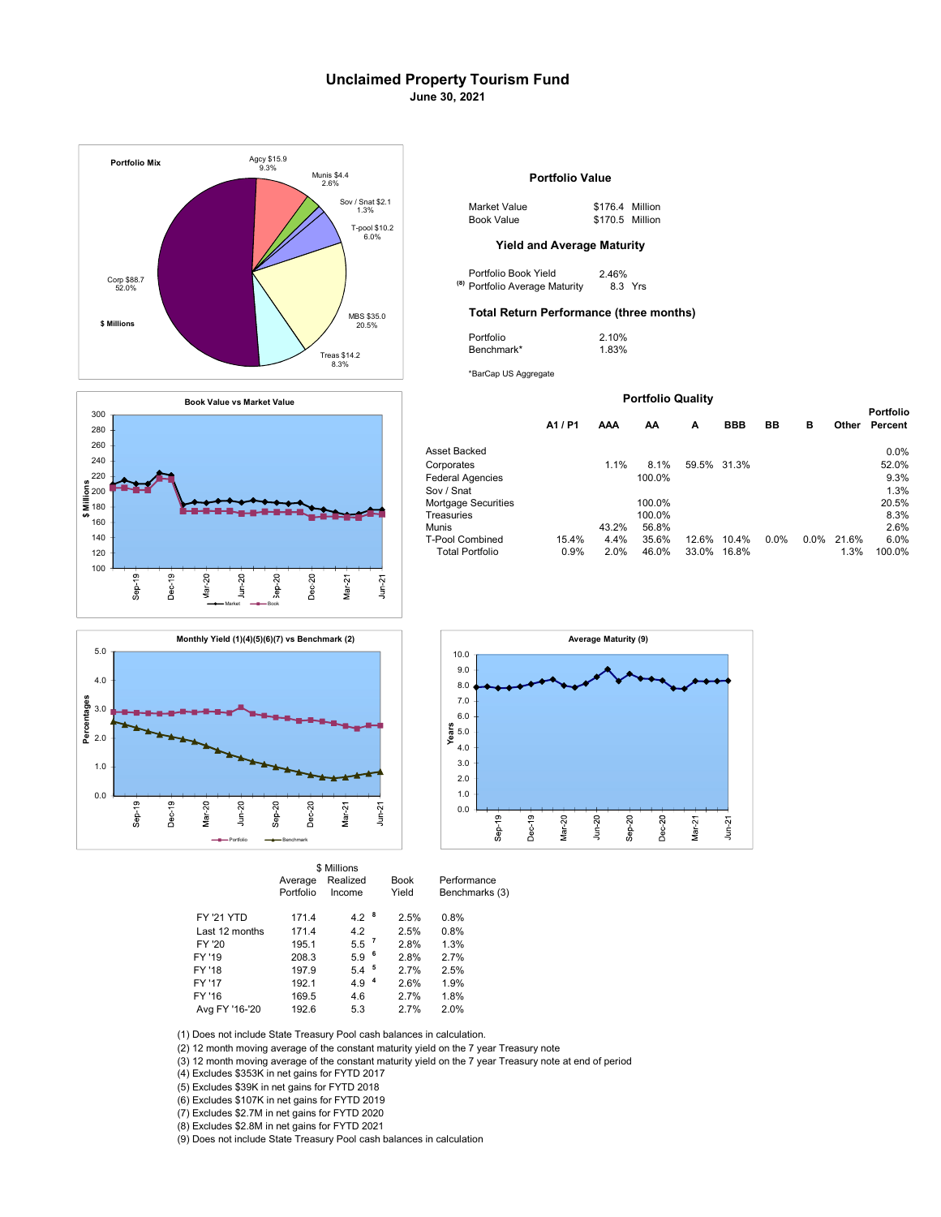# Unclaimed Property Tourism Fund

**June 30, 2021**

**Portfolio Mix**

Agcy $15.9
9.3%

Munis $4.4
2.6%

Sov / Snat $2.1
1.3%

T-pool $10.2
6.0%

MBS $35.0
20.5%

Treas $14.2
8.3%

Corp $88.7
52.0%

$ Millions

### Portfolio Value

| | |
|---|---|
| Market Value | $176.4 Million |
| Book Value | $170.5 Million |

### Yield and Average Maturity

| | |
|---|---|
| Portfolio Book Yield | 2.46% |
| (9) Portfolio Average Maturity | 8.3 Yrs |

### Total Return Performance (three months)

| | |
|---|---|
| Portfolio | 2.10% |
| Benchmark* | 1.83% |

*BarCap US Aggregate

### Portfolio Quality

| | A1 / P1 | AAA | AA | A | BBB | BB | B | Other | Portfolio Percent |
|---|---|---|---|---|---|---|---|---|---|
| Asset Backed | | | | | | | | | 0.0% |
| Corporates | | 1.1% | 8.1% | 59.5% | 31.3% | | | | 52.0% |
| Federal Agencies | | | 100.0% | | | | | | 9.3% |
| Sov / Snat | | | | | | | | | 1.3% |
| Mortgage Securities | | | 100.0% | | | | | | 20.5% |
| Treasuries | | | 100.0% | | | | | | 8.3% |
| Munis | | 43.2% | 56.8% | | | | | | 2.6% |
| T-Pool Combined | 15.4% | 4.4% | 35.6% | 12.6% | 10.4% | 0.0% | 0.0% | 21.6% | 6.0% |
| Total Portfolio | 0.9% | 2.0% | 46.0% | 33.0% | 16.8% | | | 1.3% | 100.0% |

**Book Value vs Market Value**

$ Millions

300 280 260 240 220 200 180 160 140 120 100

Sep-19 Dec-19 Mar-20 Jun-20 Sep-20 Dec-20 Mar-21 Jun-21

Market Book

**Monthly Yield (1)(4)(5)(6)(7) vs Benchmark (2)**

Percentages

5.0 4.0 3.0 2.0 1.0 0.0

Sep-19 Dec-19 Mar-20 Jun-20 Sep-20 Dec-20 Mar-21 Jun-21

Portfolio Benchmark

**Average Maturity (9)**

Years

10.0 9.0 8.0 7.0 6.0 5.0 4.0 3.0 2.0 1.0 0.0

Sep-19 Dec-19 Mar-20 Jun-20 Sep-20 Dec-20 Mar-21 Jun-21

| | $ Millions Average Portfolio | Realized Income | Book Yield | Performance Benchmarks (3) |
|---|---|---|---|---|
| FY '21 YTD | 171.4 | 4.2 [8] | 2.5% | 0.8% |
| Last 12 months | 171.4 | 4.2 | 2.5% | 0.8% |
| FY '20 | 195.1 | 5.5 [7] | 2.8% | 1.3% |
| FY '19 | 208.3 | 5.9 [6] | 2.8% | 2.7% |
| FY '18 | 197.9 | 5.4 [5] | 2.7% | 2.5% |
| FY '17 | 192.1 | 4.9 [4] | 2.6% | 1.9% |
| FY '16 | 169.5 | 4.6 | 2.7% | 1.8% |
| Avg FY '16-'20 | 192.6 | 5.3 | 2.7% | 2.0% |

(1) Does not include State Treasury Pool cash balances in calculation.
(2) 12 month moving average of the constant maturity yield on the 7 year Treasury note
(3) 12 month moving average of the constant maturity yield on the 7 year Treasury note at end of period
(4) Excludes $353K in net gains for FYTD 2017
(5) Excludes $39K in net gains for FYTD 2018
(6) Excludes $107K in net gains for FYTD 2019
(7) Excludes $2.7M in net gains for FYTD 2020
(8) Excludes $2.8M in net gains for FYTD 2021
(9) Does not include State Treasury Pool cash balances in calculation